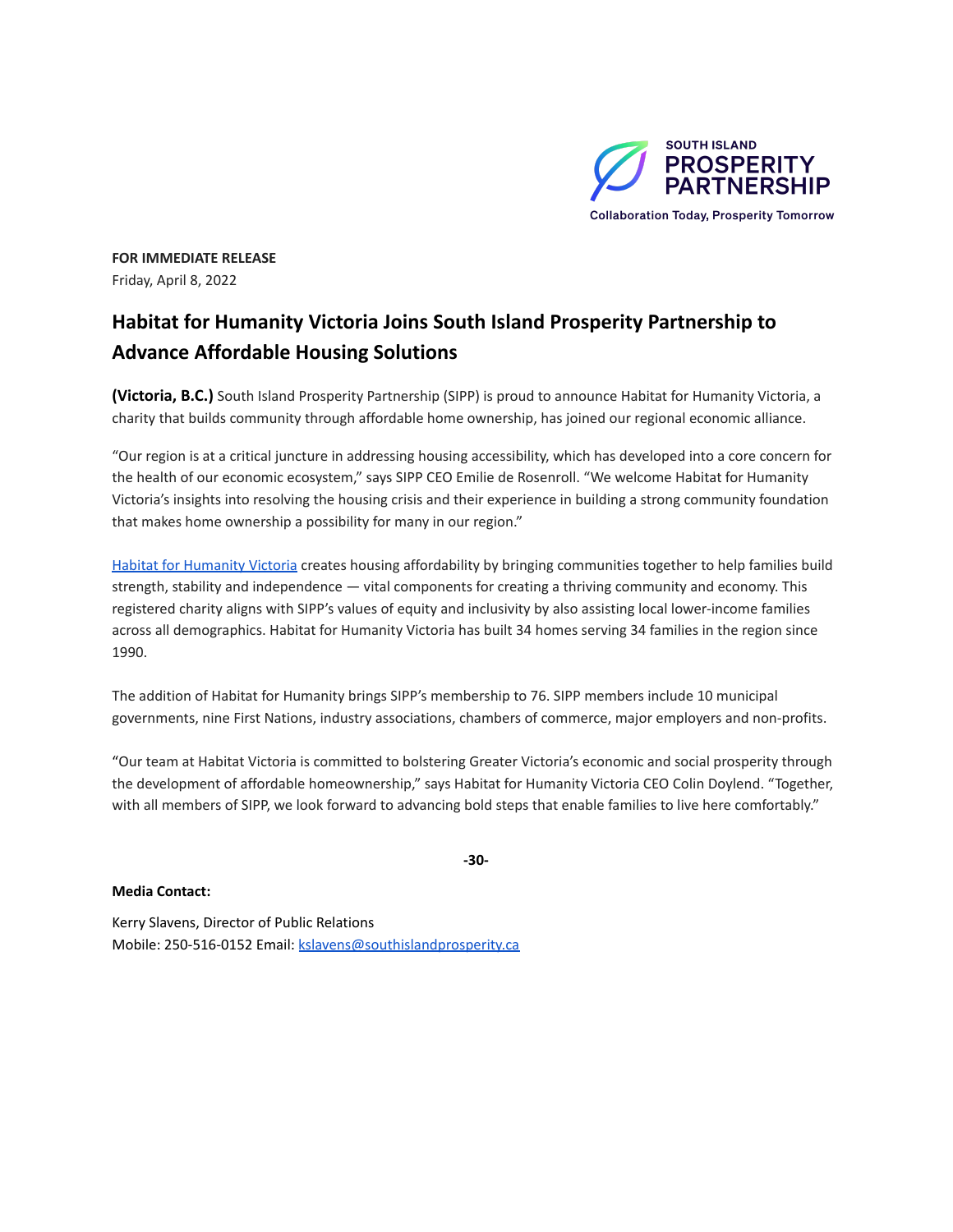SOUTH ISLAND PROSPERITY PARTNERSHIP

Collaboration Today, Prosperity Tomorrow

**FOR IMMEDIATE RELEASE**
Friday, April 8, 2022

## Habitat for Humanity Victoria Joins South Island Prosperity Partnership to Advance Affordable Housing Solutions

**(Victoria, B.C.)** South Island Prosperity Partnership (SIPP) is proud to announce Habitat for Humanity Victoria, a charity that builds community through affordable home ownership, has joined our regional economic alliance.

“Our region is at a critical juncture in addressing housing accessibility, which has developed into a core concern for the health of our economic ecosystem,” says SIPP CEO Emilie de Rosenroll. “We welcome Habitat for Humanity Victoria’s insights into resolving the housing crisis and their experience in building a strong community foundation that makes home ownership a possibility for many in our region.”

[Habitat for Humanity Victoria](#) creates housing affordability by bringing communities together to help families build strength, stability and independence — vital components for creating a thriving community and economy. This registered charity aligns with SIPP’s values of equity and inclusivity by also assisting local lower-income families across all demographics. Habitat for Humanity Victoria has built 34 homes serving 34 families in the region since 1990.

The addition of Habitat for Humanity brings SIPP’s membership to 76. SIPP members include 10 municipal governments, nine First Nations, industry associations, chambers of commerce, major employers and non-profits.

“Our team at Habitat Victoria is committed to bolstering Greater Victoria’s economic and social prosperity through the development of affordable homeownership,” says Habitat for Humanity Victoria CEO Colin Doylend. “Together, with all members of SIPP, we look forward to advancing bold steps that enable families to live here comfortably.”

**-30-**

**Media Contact:**

Kerry Slavens, Director of Public Relations
Mobile: 250-516-0152 Email: kslavens@southislandprosperity.ca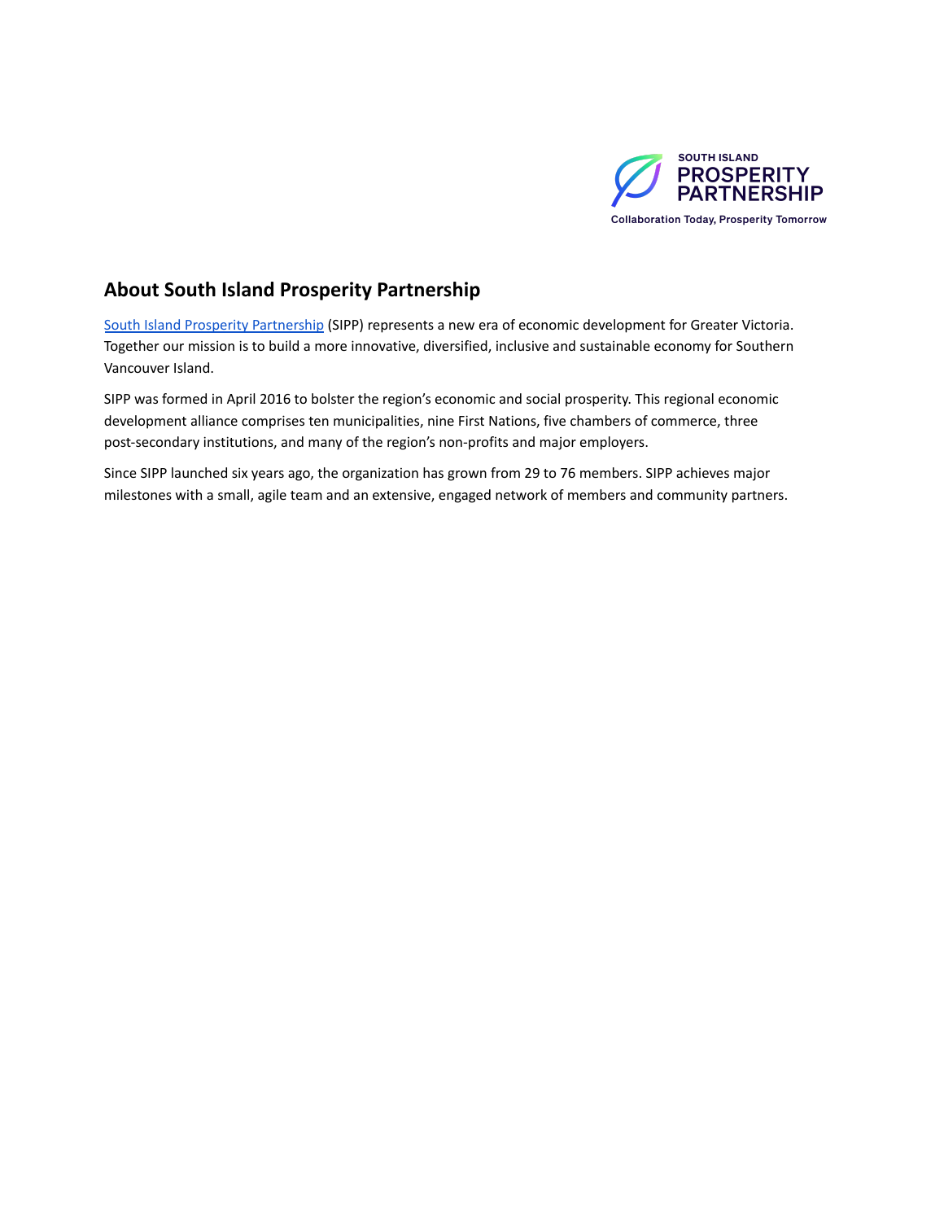SOUTH ISLAND PROSPERITY PARTNERSHIP

Collaboration Today, Prosperity Tomorrow

## About South Island Prosperity Partnership

South Island Prosperity Partnership (SIPP) represents a new era of economic development for Greater Victoria. Together our mission is to build a more innovative, diversified, inclusive and sustainable economy for Southern Vancouver Island.

SIPP was formed in April 2016 to bolster the region's economic and social prosperity. This regional economic development alliance comprises ten municipalities, nine First Nations, five chambers of commerce, three post-secondary institutions, and many of the region's non-profits and major employers.

Since SIPP launched six years ago, the organization has grown from 29 to 76 members. SIPP achieves major milestones with a small, agile team and an extensive, engaged network of members and community partners.